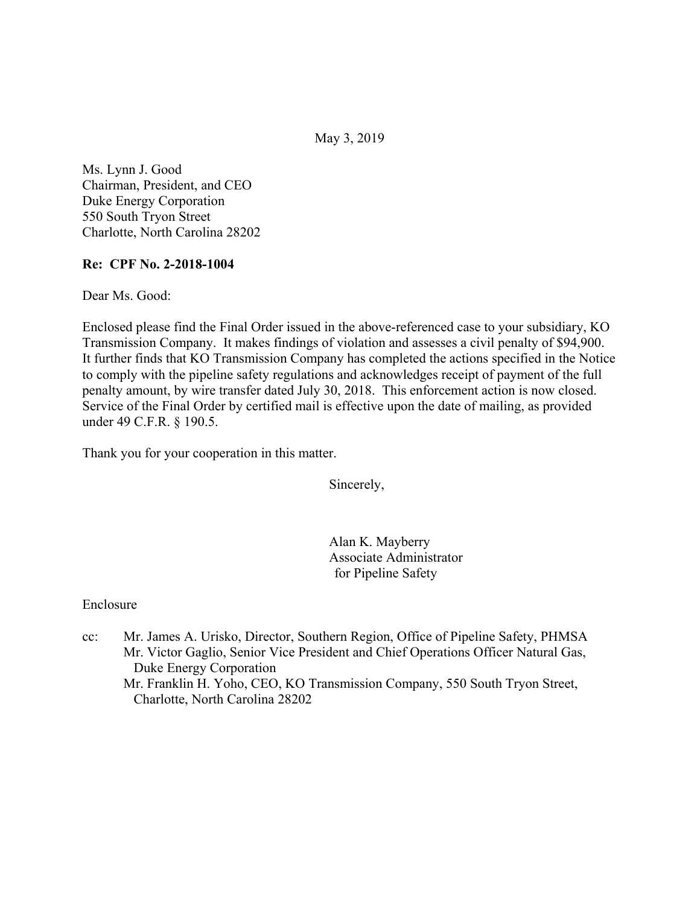May 3, 2019

Ms. Lynn J. Good
Chairman, President, and CEO
Duke Energy Corporation
550 South Tryon Street
Charlotte, North Carolina 28202

**Re: CPF No. 2-2018-1004**

Dear Ms. Good:

Enclosed please find the Final Order issued in the above-referenced case to your subsidiary, KO Transmission Company. It makes findings of violation and assesses a civil penalty of $94,900. It further finds that KO Transmission Company has completed the actions specified in the Notice to comply with the pipeline safety regulations and acknowledges receipt of payment of the full penalty amount, by wire transfer dated July 30, 2018. This enforcement action is now closed. Service of the Final Order by certified mail is effective upon the date of mailing, as provided under 49 C.F.R. § 190.5.

Thank you for your cooperation in this matter.

Sincerely,

Alan K. Mayberry
Associate Administrator
for Pipeline Safety

Enclosure

cc: Mr. James A. Urisko, Director, Southern Region, Office of Pipeline Safety, PHMSA
Mr. Victor Gaglio, Senior Vice President and Chief Operations Officer Natural Gas, Duke Energy Corporation
Mr. Franklin H. Yoho, CEO, KO Transmission Company, 550 South Tryon Street, Charlotte, North Carolina 28202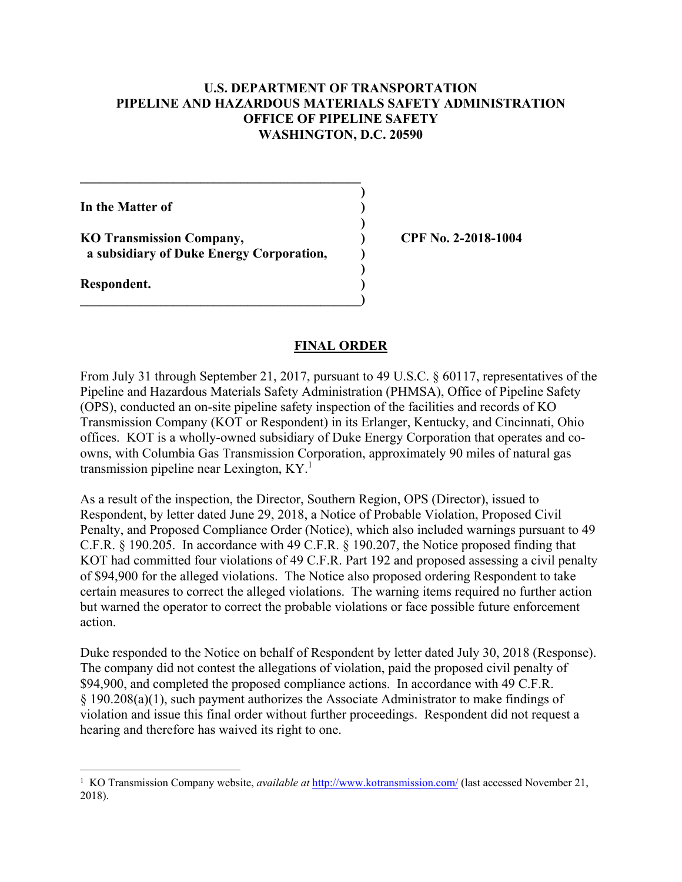**U.S. DEPARTMENT OF TRANSPORTATION**
**PIPELINE AND HAZARDOUS MATERIALS SAFETY ADMINISTRATION**
**OFFICE OF PIPELINE SAFETY**
**WASHINGTON, D.C. 20590**

| | | |
|---|---|---|
| **In the Matter of** | ) | |
| | ) | |
| **KO Transmission Company,** | ) | **CPF No. 2-2018-1004** |
| **a subsidiary of Duke Energy Corporation,** | ) | |
| | ) | |
| **Respondent.** | ) | |

## FINAL ORDER

From July 31 through September 21, 2017, pursuant to 49 U.S.C. § 60117, representatives of the Pipeline and Hazardous Materials Safety Administration (PHMSA), Office of Pipeline Safety (OPS), conducted an on-site pipeline safety inspection of the facilities and records of KO Transmission Company (KOT or Respondent) in its Erlanger, Kentucky, and Cincinnati, Ohio offices. KOT is a wholly-owned subsidiary of Duke Energy Corporation that operates and co-owns, with Columbia Gas Transmission Corporation, approximately 90 miles of natural gas transmission pipeline near Lexington, KY.[1]

As a result of the inspection, the Director, Southern Region, OPS (Director), issued to Respondent, by letter dated June 29, 2018, a Notice of Probable Violation, Proposed Civil Penalty, and Proposed Compliance Order (Notice), which also included warnings pursuant to 49 C.F.R. § 190.205. In accordance with 49 C.F.R. § 190.207, the Notice proposed finding that KOT had committed four violations of 49 C.F.R. Part 192 and proposed assessing a civil penalty of $94,900 for the alleged violations. The Notice also proposed ordering Respondent to take certain measures to correct the alleged violations. The warning items required no further action but warned the operator to correct the probable violations or face possible future enforcement action.

Duke responded to the Notice on behalf of Respondent by letter dated July 30, 2018 (Response). The company did not contest the allegations of violation, paid the proposed civil penalty of $94,900, and completed the proposed compliance actions. In accordance with 49 C.F.R. § 190.208(a)(1), such payment authorizes the Associate Administrator to make findings of violation and issue this final order without further proceedings. Respondent did not request a hearing and therefore has waived its right to one.

---

[1] KO Transmission Company website, *available at* http://www.kotransmission.com/ (last accessed November 21, 2018).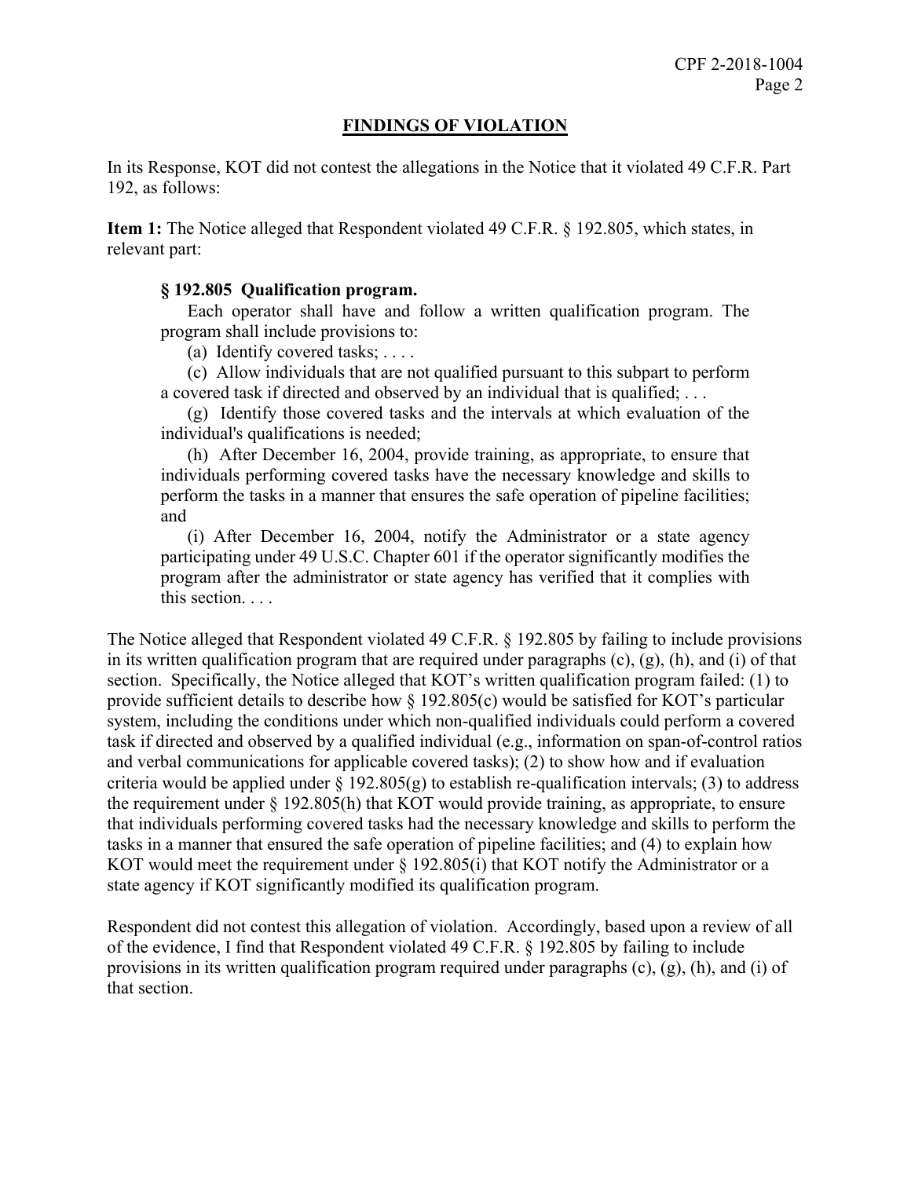## FINDINGS OF VIOLATION

In its Response, KOT did not contest the allegations in the Notice that it violated 49 C.F.R. Part 192, as follows:

**Item 1:** The Notice alleged that Respondent violated 49 C.F.R. § 192.805, which states, in relevant part:

> **§ 192.805 Qualification program.**
>
> Each operator shall have and follow a written qualification program. The program shall include provisions to:
>
> (a) Identify covered tasks; . . . .
>
> (c) Allow individuals that are not qualified pursuant to this subpart to perform a covered task if directed and observed by an individual that is qualified; . . .
>
> (g) Identify those covered tasks and the intervals at which evaluation of the individual's qualifications is needed;
>
> (h) After December 16, 2004, provide training, as appropriate, to ensure that individuals performing covered tasks have the necessary knowledge and skills to perform the tasks in a manner that ensures the safe operation of pipeline facilities; and
>
> (i) After December 16, 2004, notify the Administrator or a state agency participating under 49 U.S.C. Chapter 601 if the operator significantly modifies the program after the administrator or state agency has verified that it complies with this section. . . .

The Notice alleged that Respondent violated 49 C.F.R. § 192.805 by failing to include provisions in its written qualification program that are required under paragraphs (c), (g), (h), and (i) of that section. Specifically, the Notice alleged that KOT's written qualification program failed: (1) to provide sufficient details to describe how § 192.805(c) would be satisfied for KOT's particular system, including the conditions under which non-qualified individuals could perform a covered task if directed and observed by a qualified individual (e.g., information on span-of-control ratios and verbal communications for applicable covered tasks); (2) to show how and if evaluation criteria would be applied under § 192.805(g) to establish re-qualification intervals; (3) to address the requirement under § 192.805(h) that KOT would provide training, as appropriate, to ensure that individuals performing covered tasks had the necessary knowledge and skills to perform the tasks in a manner that ensured the safe operation of pipeline facilities; and (4) to explain how KOT would meet the requirement under § 192.805(i) that KOT notify the Administrator or a state agency if KOT significantly modified its qualification program.

Respondent did not contest this allegation of violation. Accordingly, based upon a review of all of the evidence, I find that Respondent violated 49 C.F.R. § 192.805 by failing to include provisions in its written qualification program required under paragraphs (c), (g), (h), and (i) of that section.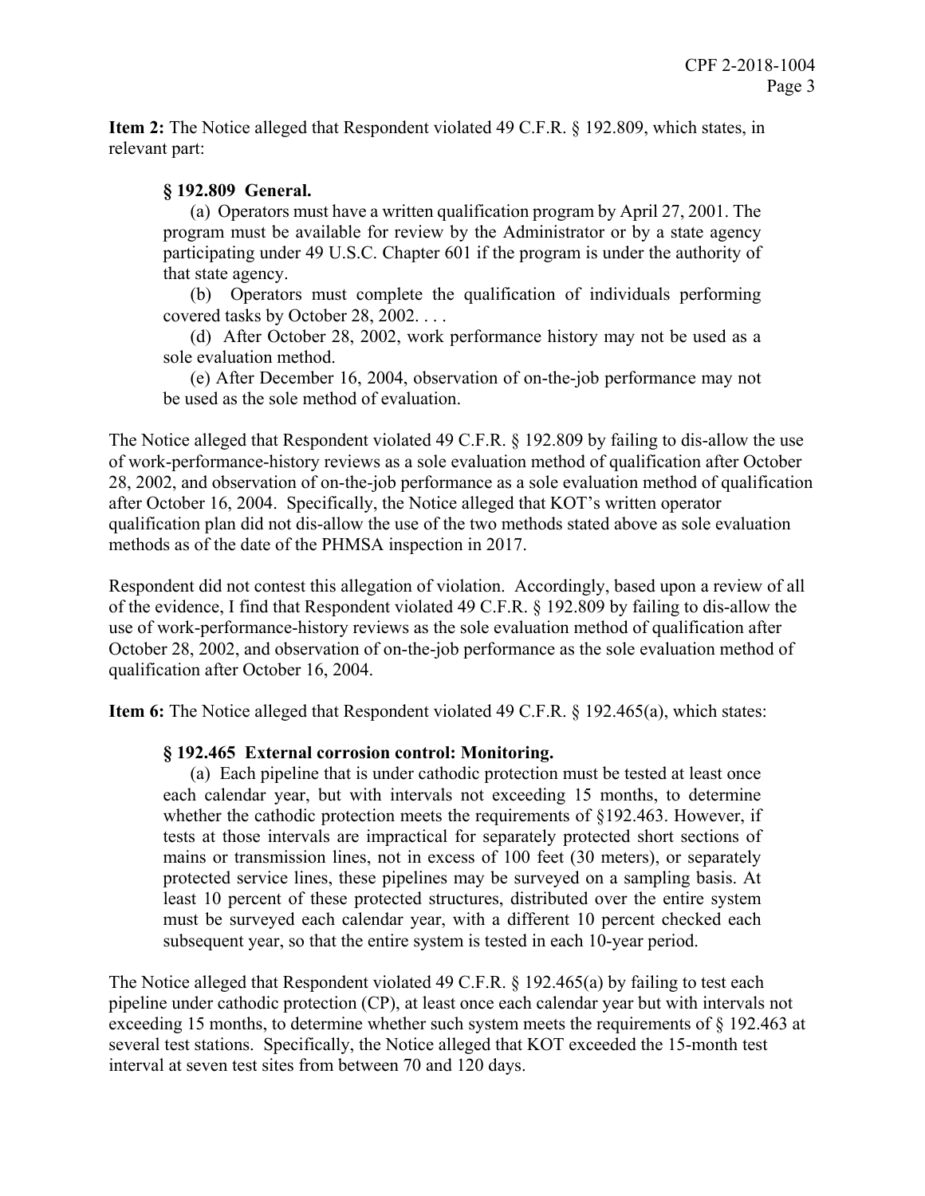**Item 2:** The Notice alleged that Respondent violated 49 C.F.R. § 192.809, which states, in relevant part:

> **§ 192.809 General.**
>
> (a) Operators must have a written qualification program by April 27, 2001. The program must be available for review by the Administrator or by a state agency participating under 49 U.S.C. Chapter 601 if the program is under the authority of that state agency.
>
> (b) Operators must complete the qualification of individuals performing covered tasks by October 28, 2002. . . .
>
> (d) After October 28, 2002, work performance history may not be used as a sole evaluation method.
>
> (e) After December 16, 2004, observation of on-the-job performance may not be used as the sole method of evaluation.

The Notice alleged that Respondent violated 49 C.F.R. § 192.809 by failing to dis-allow the use of work-performance-history reviews as a sole evaluation method of qualification after October 28, 2002, and observation of on-the-job performance as a sole evaluation method of qualification after October 16, 2004. Specifically, the Notice alleged that KOT's written operator qualification plan did not dis-allow the use of the two methods stated above as sole evaluation methods as of the date of the PHMSA inspection in 2017.

Respondent did not contest this allegation of violation. Accordingly, based upon a review of all of the evidence, I find that Respondent violated 49 C.F.R. § 192.809 by failing to dis-allow the use of work-performance-history reviews as the sole evaluation method of qualification after October 28, 2002, and observation of on-the-job performance as the sole evaluation method of qualification after October 16, 2004.

**Item 6:** The Notice alleged that Respondent violated 49 C.F.R. § 192.465(a), which states:

> **§ 192.465 External corrosion control: Monitoring.**
>
> (a) Each pipeline that is under cathodic protection must be tested at least once each calendar year, but with intervals not exceeding 15 months, to determine whether the cathodic protection meets the requirements of §192.463. However, if tests at those intervals are impractical for separately protected short sections of mains or transmission lines, not in excess of 100 feet (30 meters), or separately protected service lines, these pipelines may be surveyed on a sampling basis. At least 10 percent of these protected structures, distributed over the entire system must be surveyed each calendar year, with a different 10 percent checked each subsequent year, so that the entire system is tested in each 10-year period.

The Notice alleged that Respondent violated 49 C.F.R. § 192.465(a) by failing to test each pipeline under cathodic protection (CP), at least once each calendar year but with intervals not exceeding 15 months, to determine whether such system meets the requirements of § 192.463 at several test stations. Specifically, the Notice alleged that KOT exceeded the 15-month test interval at seven test sites from between 70 and 120 days.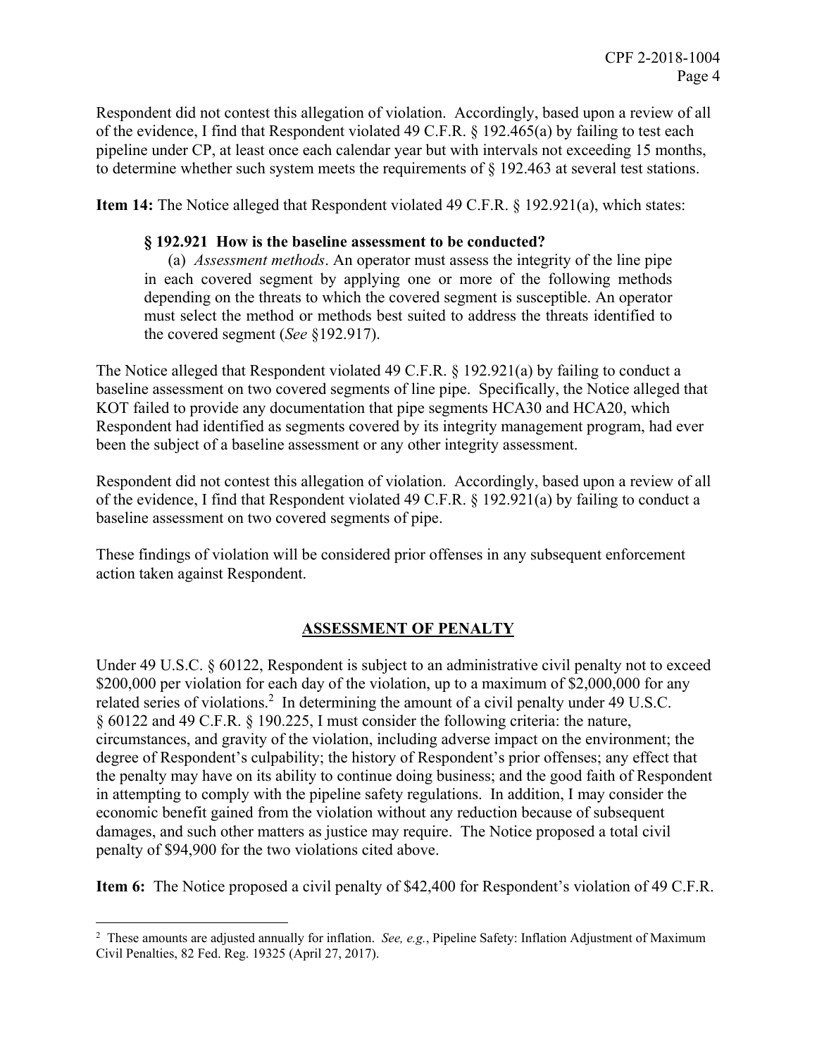Respondent did not contest this allegation of violation. Accordingly, based upon a review of all of the evidence, I find that Respondent violated 49 C.F.R. § 192.465(a) by failing to test each pipeline under CP, at least once each calendar year but with intervals not exceeding 15 months, to determine whether such system meets the requirements of § 192.463 at several test stations.

**Item 14:** The Notice alleged that Respondent violated 49 C.F.R. § 192.921(a), which states:

> **§ 192.921 How is the baseline assessment to be conducted?**
>
> (a) *Assessment methods*. An operator must assess the integrity of the line pipe in each covered segment by applying one or more of the following methods depending on the threats to which the covered segment is susceptible. An operator must select the method or methods best suited to address the threats identified to the covered segment (*See* §192.917).

The Notice alleged that Respondent violated 49 C.F.R. § 192.921(a) by failing to conduct a baseline assessment on two covered segments of line pipe. Specifically, the Notice alleged that KOT failed to provide any documentation that pipe segments HCA30 and HCA20, which Respondent had identified as segments covered by its integrity management program, had ever been the subject of a baseline assessment or any other integrity assessment.

Respondent did not contest this allegation of violation. Accordingly, based upon a review of all of the evidence, I find that Respondent violated 49 C.F.R. § 192.921(a) by failing to conduct a baseline assessment on two covered segments of pipe.

These findings of violation will be considered prior offenses in any subsequent enforcement action taken against Respondent.

## ASSESSMENT OF PENALTY

Under 49 U.S.C. § 60122, Respondent is subject to an administrative civil penalty not to exceed \$200,000 per violation for each day of the violation, up to a maximum of \$2,000,000 for any related series of violations.[2] In determining the amount of a civil penalty under 49 U.S.C. § 60122 and 49 C.F.R. § 190.225, I must consider the following criteria: the nature, circumstances, and gravity of the violation, including adverse impact on the environment; the degree of Respondent's culpability; the history of Respondent's prior offenses; any effect that the penalty may have on its ability to continue doing business; and the good faith of Respondent in attempting to comply with the pipeline safety regulations. In addition, I may consider the economic benefit gained from the violation without any reduction because of subsequent damages, and such other matters as justice may require. The Notice proposed a total civil penalty of \$94,900 for the two violations cited above.

**Item 6:** The Notice proposed a civil penalty of \$42,400 for Respondent's violation of 49 C.F.R.

---

[2] These amounts are adjusted annually for inflation. *See, e.g.*, Pipeline Safety: Inflation Adjustment of Maximum Civil Penalties, 82 Fed. Reg. 19325 (April 27, 2017).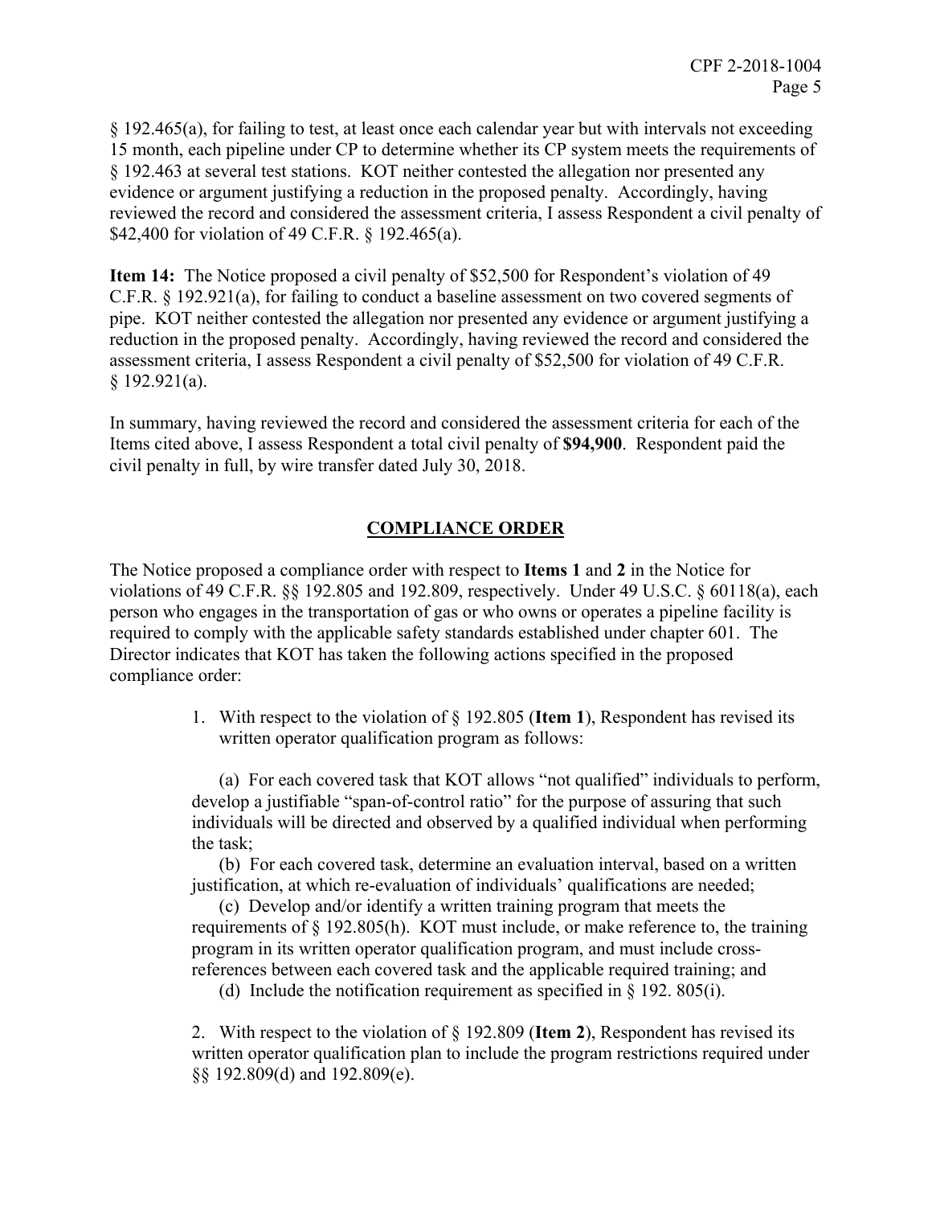§ 192.465(a), for failing to test, at least once each calendar year but with intervals not exceeding 15 month, each pipeline under CP to determine whether its CP system meets the requirements of § 192.463 at several test stations. KOT neither contested the allegation nor presented any evidence or argument justifying a reduction in the proposed penalty. Accordingly, having reviewed the record and considered the assessment criteria, I assess Respondent a civil penalty of $42,400 for violation of 49 C.F.R. § 192.465(a).

**Item 14:** The Notice proposed a civil penalty of $52,500 for Respondent's violation of 49 C.F.R. § 192.921(a), for failing to conduct a baseline assessment on two covered segments of pipe. KOT neither contested the allegation nor presented any evidence or argument justifying a reduction in the proposed penalty. Accordingly, having reviewed the record and considered the assessment criteria, I assess Respondent a civil penalty of $52,500 for violation of 49 C.F.R. § 192.921(a).

In summary, having reviewed the record and considered the assessment criteria for each of the Items cited above, I assess Respondent a total civil penalty of **$94,900**. Respondent paid the civil penalty in full, by wire transfer dated July 30, 2018.

## COMPLIANCE ORDER

The Notice proposed a compliance order with respect to **Items 1** and **2** in the Notice for violations of 49 C.F.R. §§ 192.805 and 192.809, respectively. Under 49 U.S.C. § 60118(a), each person who engages in the transportation of gas or who owns or operates a pipeline facility is required to comply with the applicable safety standards established under chapter 601. The Director indicates that KOT has taken the following actions specified in the proposed compliance order:

1. With respect to the violation of § 192.805 (**Item 1**), Respondent has revised its written operator qualification program as follows:

   (a) For each covered task that KOT allows "not qualified" individuals to perform, develop a justifiable "span-of-control ratio" for the purpose of assuring that such individuals will be directed and observed by a qualified individual when performing the task;

   (b) For each covered task, determine an evaluation interval, based on a written justification, at which re-evaluation of individuals' qualifications are needed;

   (c) Develop and/or identify a written training program that meets the requirements of § 192.805(h). KOT must include, or make reference to, the training program in its written operator qualification program, and must include cross-references between each covered task and the applicable required training; and

   (d) Include the notification requirement as specified in § 192. 805(i).

2. With respect to the violation of § 192.809 (**Item 2**), Respondent has revised its written operator qualification plan to include the program restrictions required under §§ 192.809(d) and 192.809(e).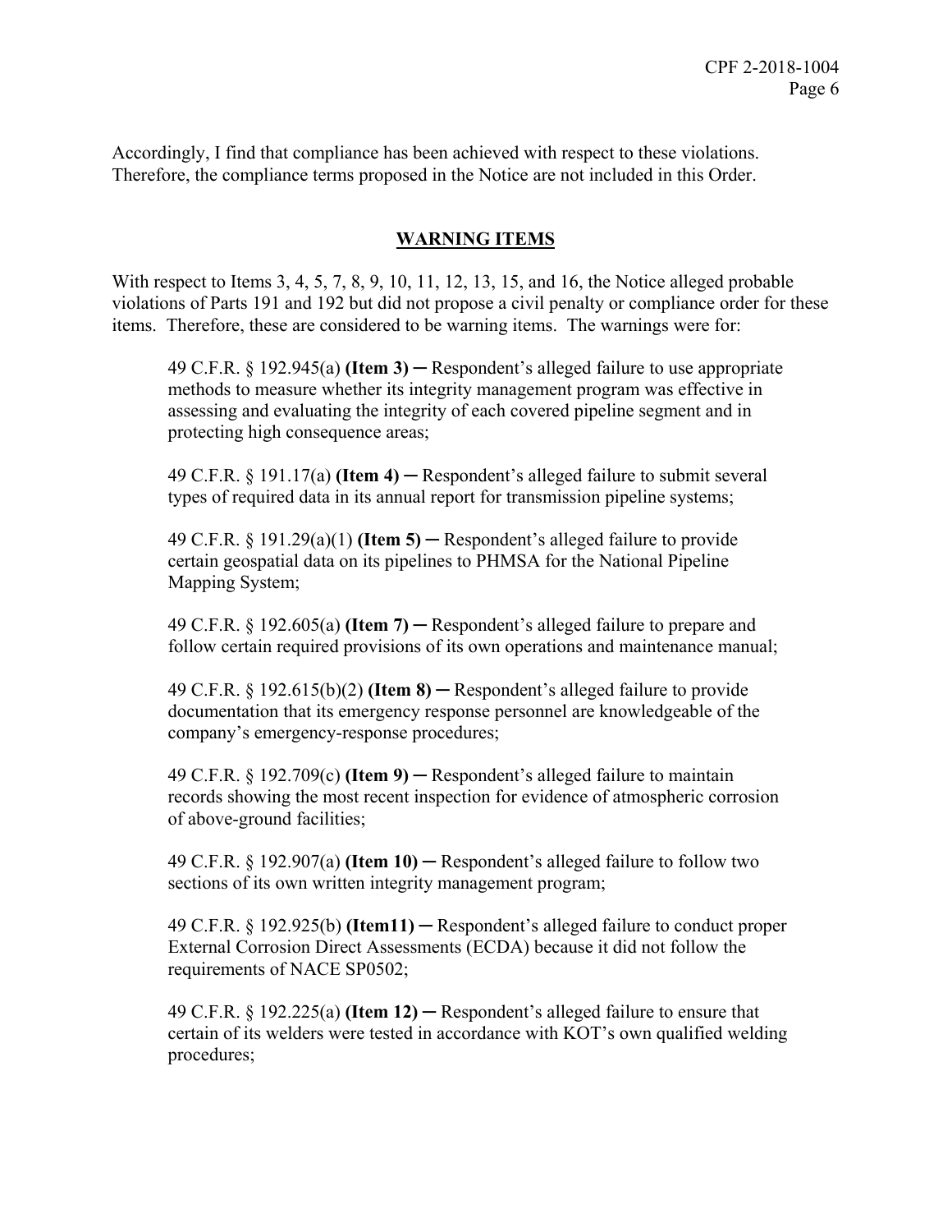Accordingly, I find that compliance has been achieved with respect to these violations. Therefore, the compliance terms proposed in the Notice are not included in this Order.

## WARNING ITEMS

With respect to Items 3, 4, 5, 7, 8, 9, 10, 11, 12, 13, 15, and 16, the Notice alleged probable violations of Parts 191 and 192 but did not propose a civil penalty or compliance order for these items. Therefore, these are considered to be warning items. The warnings were for:

> 49 C.F.R. § 192.945(a) **(Item 3)** ─ Respondent's alleged failure to use appropriate methods to measure whether its integrity management program was effective in assessing and evaluating the integrity of each covered pipeline segment and in protecting high consequence areas;
>
> 49 C.F.R. § 191.17(a) **(Item 4)** ─ Respondent's alleged failure to submit several types of required data in its annual report for transmission pipeline systems;
>
> 49 C.F.R. § 191.29(a)(1) **(Item 5)** ─ Respondent's alleged failure to provide certain geospatial data on its pipelines to PHMSA for the National Pipeline Mapping System;
>
> 49 C.F.R. § 192.605(a) **(Item 7)** ─ Respondent's alleged failure to prepare and follow certain required provisions of its own operations and maintenance manual;
>
> 49 C.F.R. § 192.615(b)(2) **(Item 8)** ─ Respondent's alleged failure to provide documentation that its emergency response personnel are knowledgeable of the company's emergency-response procedures;
>
> 49 C.F.R. § 192.709(c) **(Item 9)** ─ Respondent's alleged failure to maintain records showing the most recent inspection for evidence of atmospheric corrosion of above-ground facilities;
>
> 49 C.F.R. § 192.907(a) **(Item 10)** ─ Respondent's alleged failure to follow two sections of its own written integrity management program;
>
> 49 C.F.R. § 192.925(b) **(Item11)** ─ Respondent's alleged failure to conduct proper External Corrosion Direct Assessments (ECDA) because it did not follow the requirements of NACE SP0502;
>
> 49 C.F.R. § 192.225(a) **(Item 12)** ─ Respondent's alleged failure to ensure that certain of its welders were tested in accordance with KOT's own qualified welding procedures;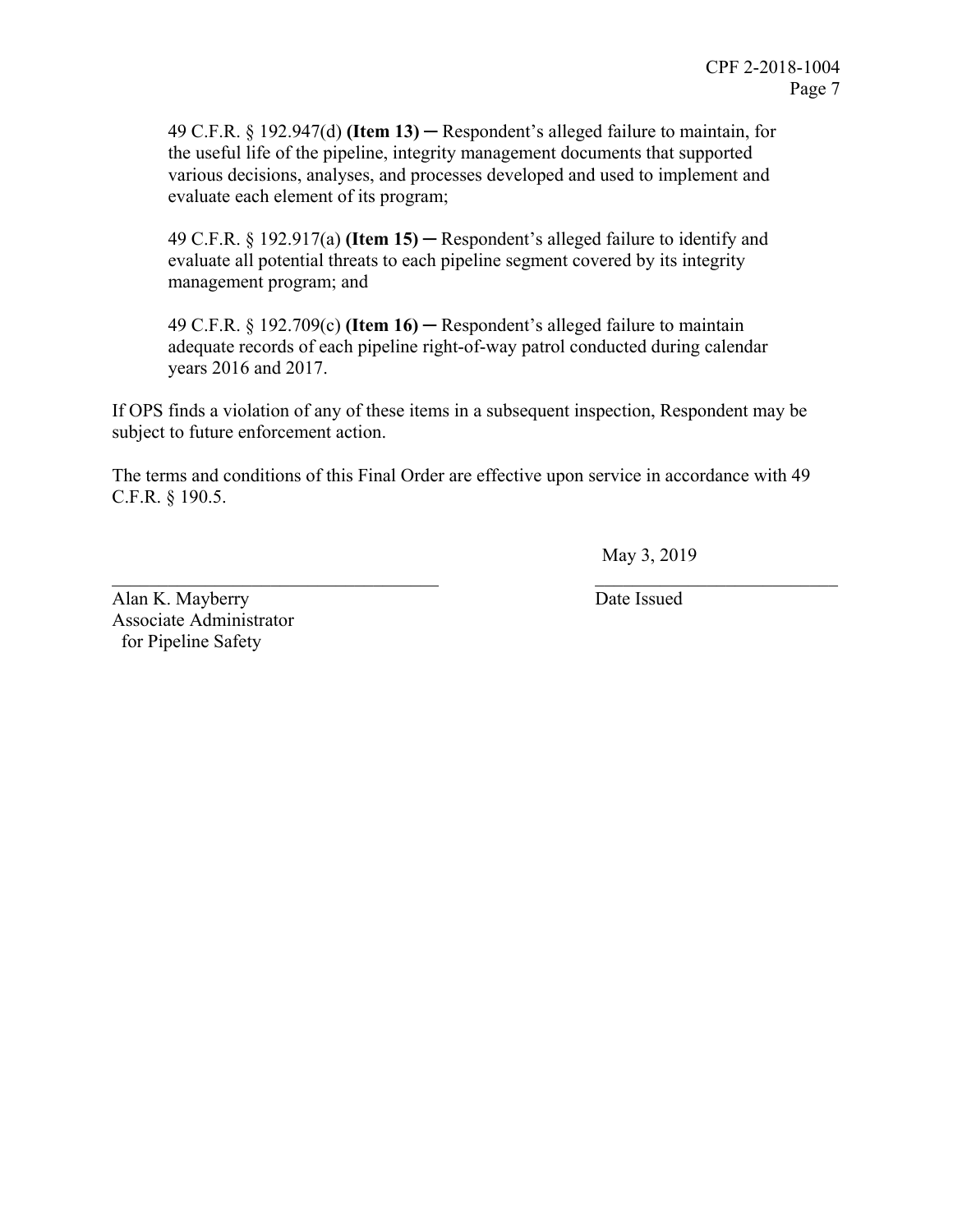49 C.F.R. § 192.947(d) **(Item 13)** ─ Respondent's alleged failure to maintain, for the useful life of the pipeline, integrity management documents that supported various decisions, analyses, and processes developed and used to implement and evaluate each element of its program;

49 C.F.R. § 192.917(a) **(Item 15)** ─ Respondent's alleged failure to identify and evaluate all potential threats to each pipeline segment covered by its integrity management program; and

49 C.F.R. § 192.709(c) **(Item 16)** ─ Respondent's alleged failure to maintain adequate records of each pipeline right-of-way patrol conducted during calendar years 2016 and 2017.

If OPS finds a violation of any of these items in a subsequent inspection, Respondent may be subject to future enforcement action.

The terms and conditions of this Final Order are effective upon service in accordance with 49 C.F.R. § 190.5.

| | |
|---|---|
| ___________________________________ | May 3, 2019 |
| Alan K. Mayberry<br>Associate Administrator<br>for Pipeline Safety | Date Issued |